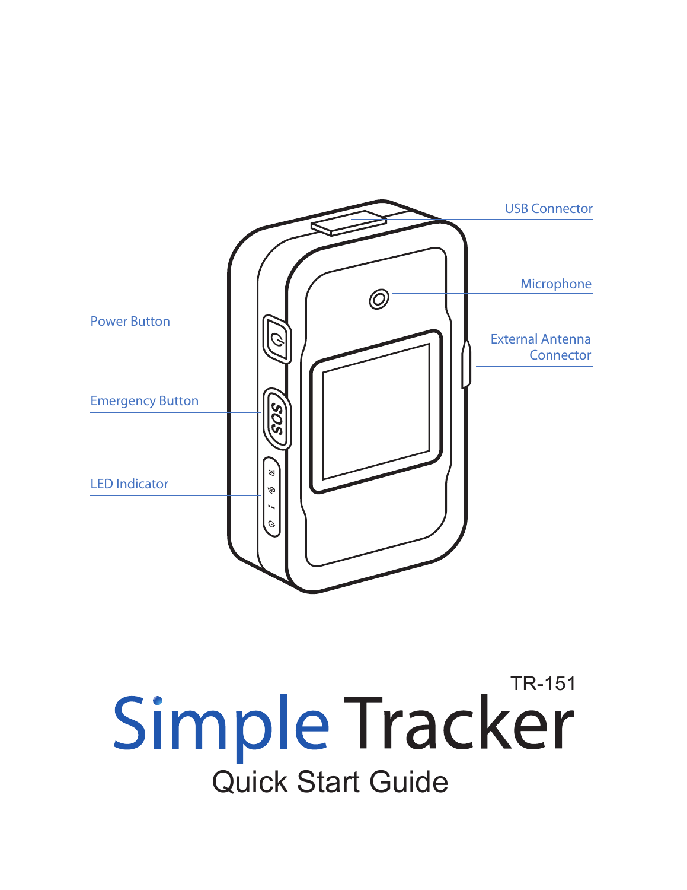USB Connector

Microphone

Power Button

External Antenna Connector

Emergency Button

LED Indicator

TR-151

# Simple Tracker

## Quick Start Guide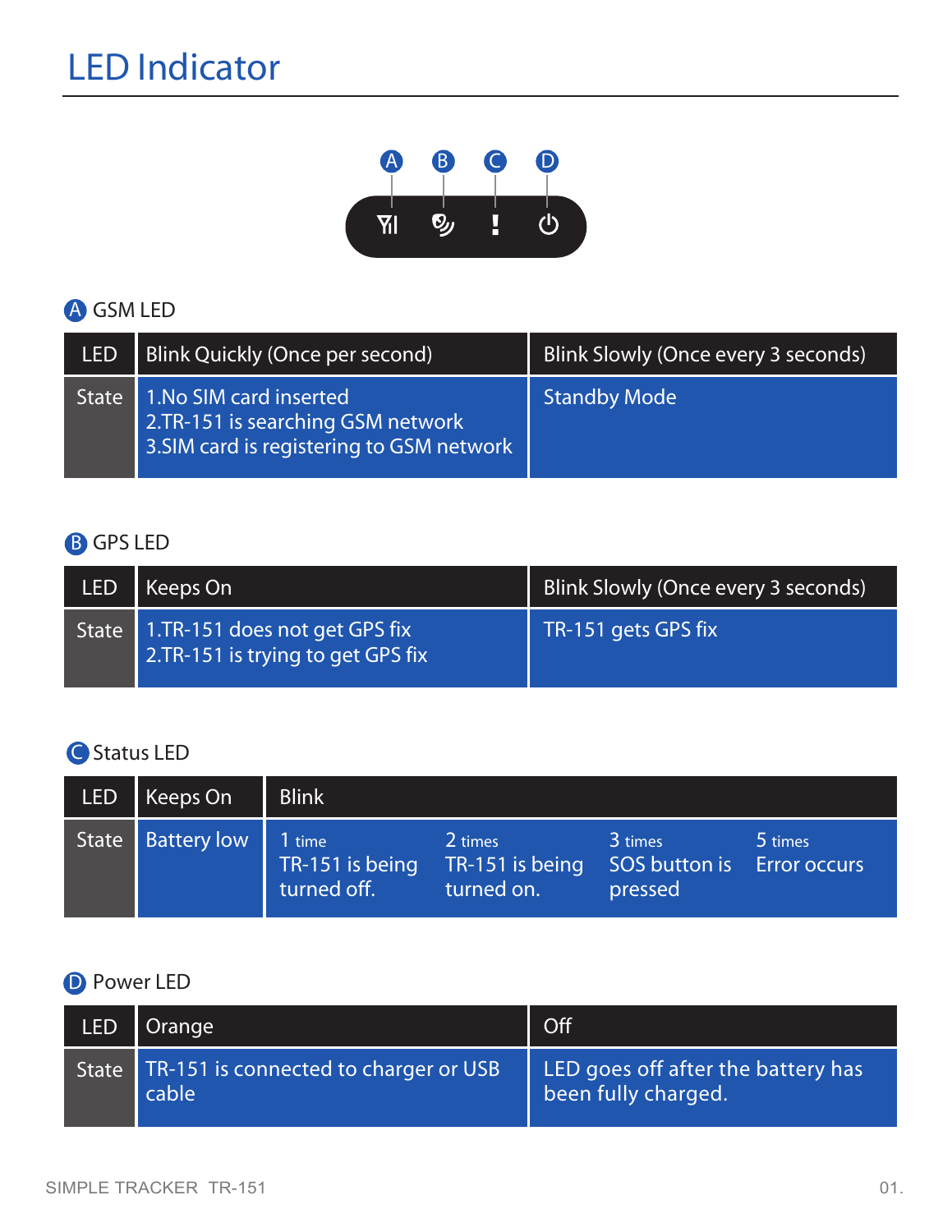# LED Indicator

A B C D

## A GSM LED

| LED | Blink Quickly (Once per second) | Blink Slowly (Once every 3 seconds) |
|---|---|---|
| State | 1.No SIM card inserted<br>2.TR-151 is searching GSM network<br>3.SIM card is registering to GSM network | Standby Mode |

## B GPS LED

| LED | Keeps On | Blink Slowly (Once every 3 seconds) |
|---|---|---|
| State | 1.TR-151 does not get GPS fix<br>2.TR-151 is trying to get GPS fix | TR-151 gets GPS fix |

## C Status LED

| LED | Keeps On | Blink | | | |
|---|---|---|---|---|---|
| State | Battery low | 1 time<br>TR-151 is being turned off. | 2 times<br>TR-151 is being turned on. | 3 times<br>SOS button is pressed | 5 times<br>Error occurs |

## D Power LED

| LED | Orange | Off |
|---|---|---|
| State | TR-151 is connected to charger or USB cable | LED goes off after the battery has been fully charged. |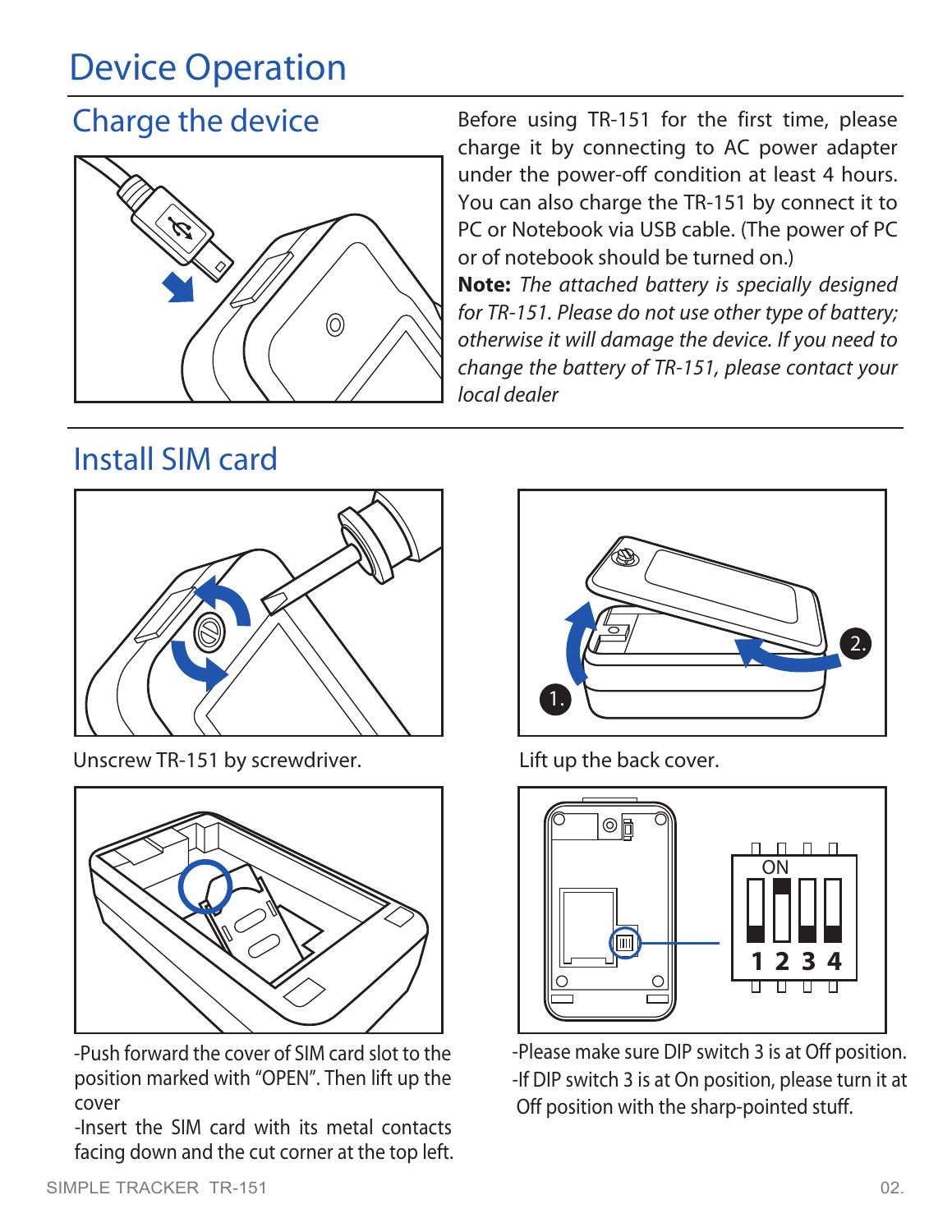# Device Operation

## Charge the device

Before using TR-151 for the first time, please charge it by connecting to AC power adapter under the power-off condition at least 4 hours. You can also charge the TR-151 by connect it to PC or Notebook via USB cable. (The power of PC or of notebook should be turned on.)

**Note:** *The attached battery is specially designed for TR-151. Please do not use other type of battery; otherwise it will damage the device. If you need to change the battery of TR-151, please contact your local dealer*

## Install SIM card

Unscrew TR-151 by screwdriver.

Lift up the back cover.

-Push forward the cover of SIM card slot to the position marked with "OPEN". Then lift up the cover

-Insert the SIM card with its metal contacts facing down and the cut corner at the top left.

-Please make sure DIP switch 3 is at Off position.

-If DIP switch 3 is at On position, please turn it at Off position with the sharp-pointed stuff.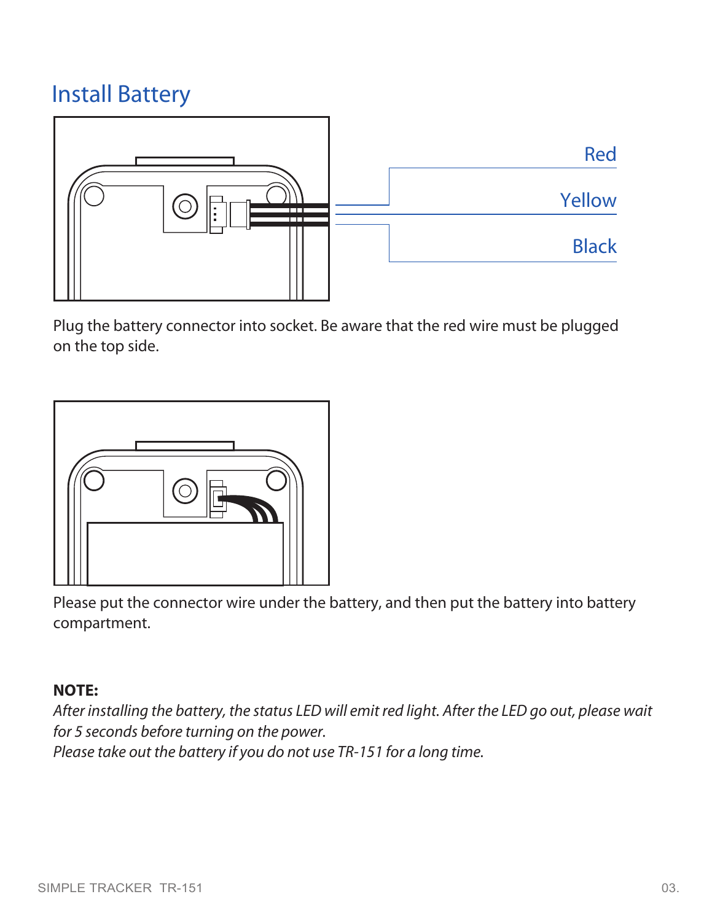# Install Battery

Red

Yellow

Black

Plug the battery connector into socket. Be aware that the red wire must be plugged on the top side.

Please put the connector wire under the battery, and then put the battery into battery compartment.

**NOTE:**

*After installing the battery, the status LED will emit red light. After the LED go out, please wait for 5 seconds before turning on the power.*

*Please take out the battery if you do not use TR-151 for a long time.*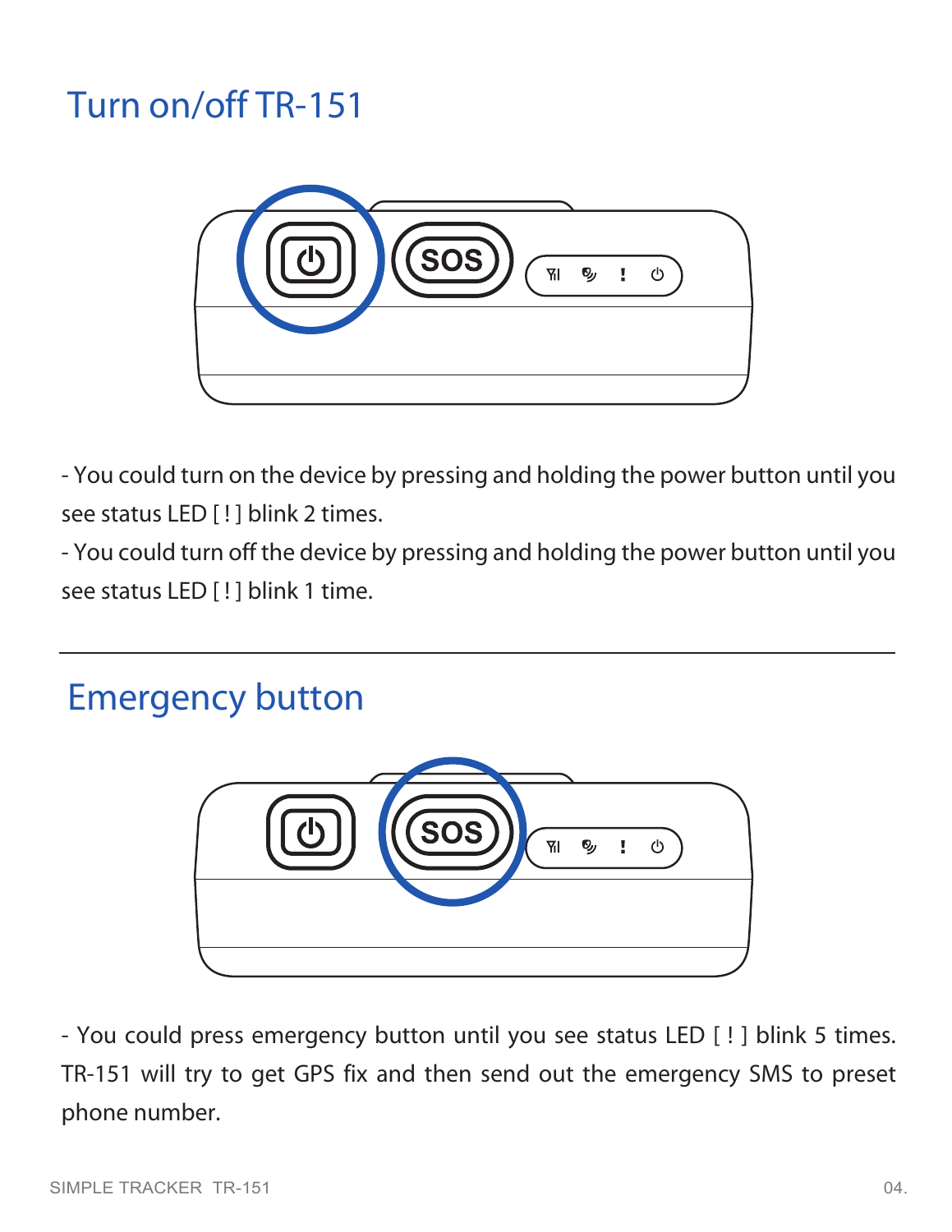## Turn on/off TR-151

- You could turn on the device by pressing and holding the power button until you see status LED [ ! ] blink 2 times.
- You could turn off the device by pressing and holding the power button until you see status LED [ ! ] blink 1 time.

## Emergency button

- You could press emergency button until you see status LED [ ! ] blink 5 times. TR-151 will try to get GPS fix and then send out the emergency SMS to preset phone number.